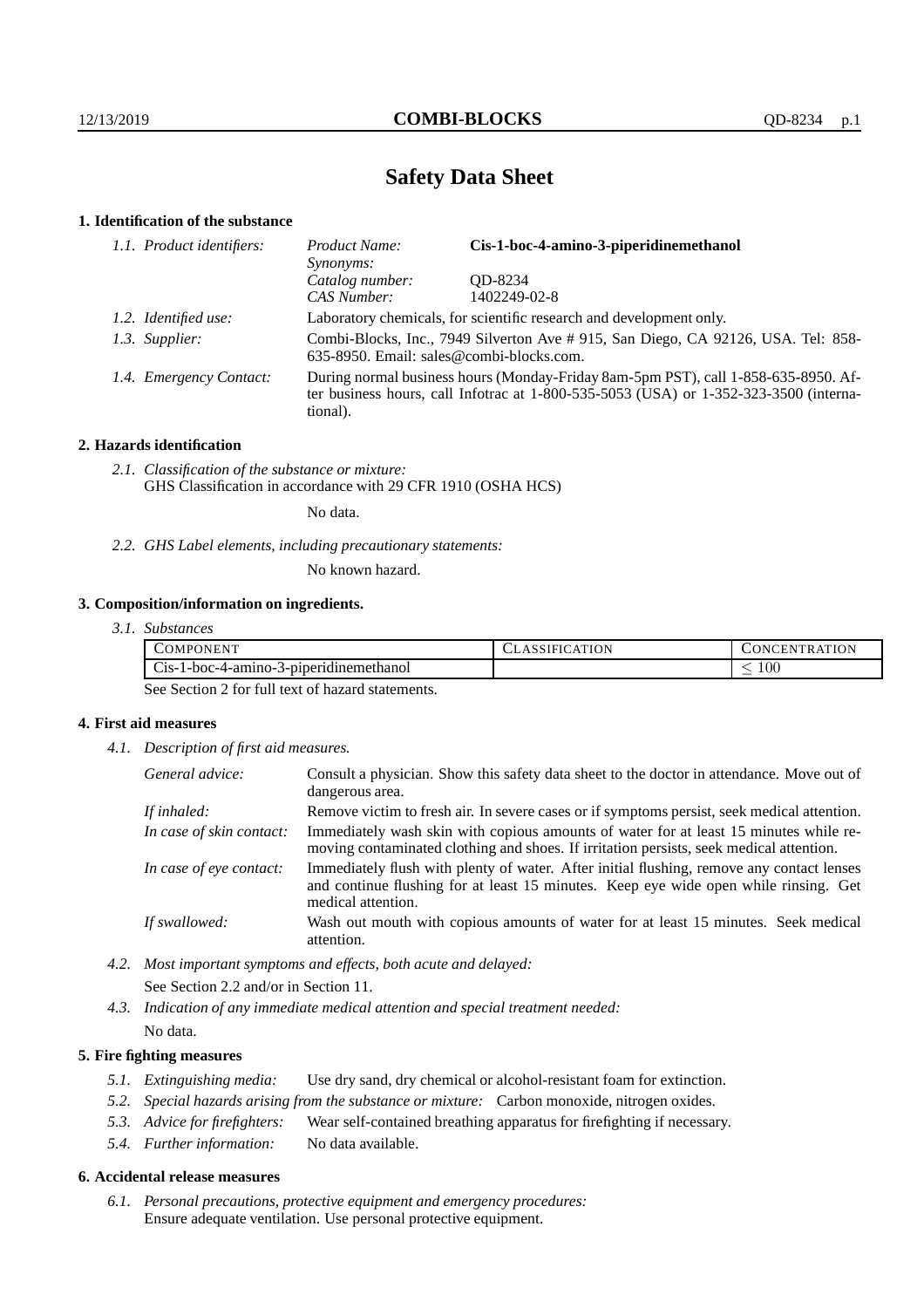# Safety Data Sheet

## 1. Identification of the substance

*1.1. Product identifiers:*
- *Product Name:* **Cis-1-boc-4-amino-3-piperidinemethanol**
- *Synonyms:*
- *Catalog number:* QD-8234
- *CAS Number:* 1402249-02-8

*1.2. Identified use:* Laboratory chemicals, for scientific research and development only.

*1.3. Supplier:* Combi-Blocks, Inc., 7949 Silverton Ave # 915, San Diego, CA 92126, USA. Tel: 858-635-8950. Email: sales@combi-blocks.com.

*1.4. Emergency Contact:* During normal business hours (Monday-Friday 8am-5pm PST), call 1-858-635-8950. After business hours, call Infotrac at 1-800-535-5053 (USA) or 1-352-323-3500 (international).

## 2. Hazards identification

*2.1. Classification of the substance or mixture:*
GHS Classification in accordance with 29 CFR 1910 (OSHA HCS)

No data.

*2.2. GHS Label elements, including precautionary statements:*

No known hazard.

## 3. Composition/information on ingredients.

*3.1. Substances*

| COMPONENT | CLASSIFICATION | CONCENTRATION |
|---|---|---|
| Cis-1-boc-4-amino-3-piperidinemethanol | | $\leq 100$ |

See Section 2 for full text of hazard statements.

## 4. First aid measures

*4.1. Description of first aid measures.*

*General advice:* Consult a physician. Show this safety data sheet to the doctor in attendance. Move out of dangerous area.

*If inhaled:* Remove victim to fresh air. In severe cases or if symptoms persist, seek medical attention.

*In case of skin contact:* Immediately wash skin with copious amounts of water for at least 15 minutes while removing contaminated clothing and shoes. If irritation persists, seek medical attention.

*In case of eye contact:* Immediately flush with plenty of water. After initial flushing, remove any contact lenses and continue flushing for at least 15 minutes. Keep eye wide open while rinsing. Get medical attention.

*If swallowed:* Wash out mouth with copious amounts of water for at least 15 minutes. Seek medical attention.

*4.2. Most important symptoms and effects, both acute and delayed:*
See Section 2.2 and/or in Section 11.

*4.3. Indication of any immediate medical attention and special treatment needed:*
No data.

## 5. Fire fighting measures

*5.1. Extinguishing media:* Use dry sand, dry chemical or alcohol-resistant foam for extinction.

*5.2. Special hazards arising from the substance or mixture:* Carbon monoxide, nitrogen oxides.

*5.3. Advice for firefighters:* Wear self-contained breathing apparatus for firefighting if necessary.

*5.4. Further information:* No data available.

## 6. Accidental release measures

*6.1. Personal precautions, protective equipment and emergency procedures:*
Ensure adequate ventilation. Use personal protective equipment.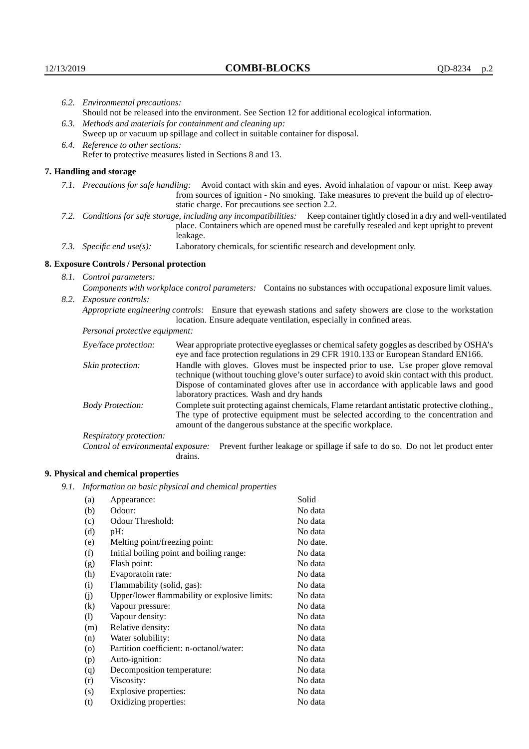*6.2. Environmental precautions:*

Should not be released into the environment. See Section 12 for additional ecological information.

*6.3. Methods and materials for containment and cleaning up:*

Sweep up or vacuum up spillage and collect in suitable container for disposal.

*6.4. Reference to other sections:*

Refer to protective measures listed in Sections 8 and 13.

## 7. Handling and storage

*7.1. Precautions for safe handling:* Avoid contact with skin and eyes. Avoid inhalation of vapour or mist. Keep away from sources of ignition - No smoking. Take measures to prevent the build up of electrostatic charge. For precautions see section 2.2.

*7.2. Conditions for safe storage, including any incompatibilities:* Keep container tightly closed in a dry and well-ventilated place. Containers which are opened must be carefully resealed and kept upright to prevent leakage.

*7.3. Specific end use(s):* Laboratory chemicals, for scientific research and development only.

## 8. Exposure Controls / Personal protection

*8.1. Control parameters:*

*Components with workplace control parameters:* Contains no substances with occupational exposure limit values.

*8.2. Exposure controls:*

*Appropriate engineering controls:* Ensure that eyewash stations and safety showers are close to the workstation location. Ensure adequate ventilation, especially in confined areas.

*Personal protective equipment:*

*Eye/face protection:* Wear appropriate protective eyeglasses or chemical safety goggles as described by OSHA's eye and face protection regulations in 29 CFR 1910.133 or European Standard EN166.

*Skin protection:* Handle with gloves. Gloves must be inspected prior to use. Use proper glove removal technique (without touching glove's outer surface) to avoid skin contact with this product. Dispose of contaminated gloves after use in accordance with applicable laws and good laboratory practices. Wash and dry hands

*Body Protection:* Complete suit protecting against chemicals, Flame retardant antistatic protective clothing., The type of protective equipment must be selected according to the concentration and amount of the dangerous substance at the specific workplace.

*Respiratory protection:*

*Control of environmental exposure:* Prevent further leakage or spillage if safe to do so. Do not let product enter drains.

## 9. Physical and chemical properties

*9.1. Information on basic physical and chemical properties*

| | | |
|---|---|---|
| (a) | Appearance: | Solid |
| (b) | Odour: | No data |
| (c) | Odour Threshold: | No data |
| (d) | pH: | No data |
| (e) | Melting point/freezing point: | No date. |
| (f) | Initial boiling point and boiling range: | No data |
| (g) | Flash point: | No data |
| (h) | Evaporatoin rate: | No data |
| (i) | Flammability (solid, gas): | No data |
| (j) | Upper/lower flammability or explosive limits: | No data |
| (k) | Vapour pressure: | No data |
| (l) | Vapour density: | No data |
| (m) | Relative density: | No data |
| (n) | Water solubility: | No data |
| (o) | Partition coefficient: n-octanol/water: | No data |
| (p) | Auto-ignition: | No data |
| (q) | Decomposition temperature: | No data |
| (r) | Viscosity: | No data |
| (s) | Explosive properties: | No data |
| (t) | Oxidizing properties: | No data |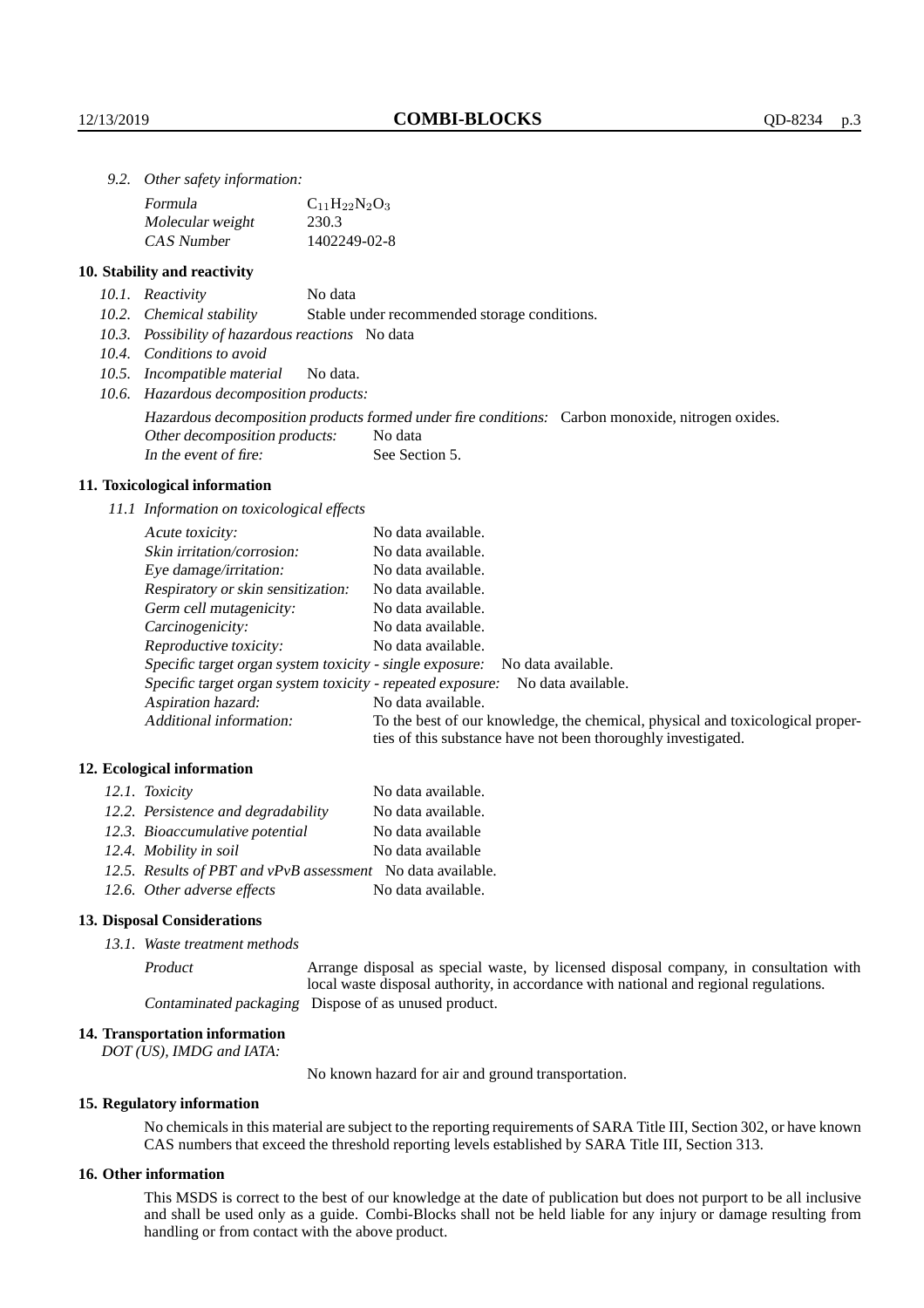*9.2. Other safety information:*

| | |
|---|---|
| *Formula* | $C_{11}H_{22}N_2O_3$ |
| *Molecular weight* | 230.3 |
| *CAS Number* | 1402249-02-8 |

## 10. Stability and reactivity

*10.1. Reactivity* No data

*10.2. Chemical stability* Stable under recommended storage conditions.

*10.3. Possibility of hazardous reactions* No data

*10.4. Conditions to avoid*

*10.5. Incompatible material* No data.

*10.6. Hazardous decomposition products:*

*Hazardous decomposition products formed under fire conditions:* Carbon monoxide, nitrogen oxides.
*Other decomposition products:* No data
*In the event of fire:* See Section 5.

## 11. Toxicological information

*11.1 Information on toxicological effects*

| | |
|---|---|
| *Acute toxicity:* | No data available. |
| *Skin irritation/corrosion:* | No data available. |
| *Eye damage/irritation:* | No data available. |
| *Respiratory or skin sensitization:* | No data available. |
| *Germ cell mutagenicity:* | No data available. |
| *Carcinogenicity:* | No data available. |
| *Reproductive toxicity:* | No data available. |
| *Specific target organ system toxicity - single exposure:* | No data available. |
| *Specific target organ system toxicity - repeated exposure:* | No data available. |
| *Aspiration hazard:* | No data available. |
| *Additional information:* | To the best of our knowledge, the chemical, physical and toxicological properties of this substance have not been thoroughly investigated. |

## 12. Ecological information

| | |
|---|---|
| *12.1. Toxicity* | No data available. |
| *12.2. Persistence and degradability* | No data available. |
| *12.3. Bioaccumulative potential* | No data available |
| *12.4. Mobility in soil* | No data available |
| *12.5. Results of PBT and vPvB assessment* | No data available. |
| *12.6. Other adverse effects* | No data available. |

## 13. Disposal Considerations

*13.1. Waste treatment methods*

*Product* Arrange disposal as special waste, by licensed disposal company, in consultation with local waste disposal authority, in accordance with national and regional regulations.

*Contaminated packaging* Dispose of as unused product.

## 14. Transportation information

*DOT (US), IMDG and IATA:*

No known hazard for air and ground transportation.

## 15. Regulatory information

No chemicals in this material are subject to the reporting requirements of SARA Title III, Section 302, or have known CAS numbers that exceed the threshold reporting levels established by SARA Title III, Section 313.

## 16. Other information

This MSDS is correct to the best of our knowledge at the date of publication but does not purport to be all inclusive and shall be used only as a guide. Combi-Blocks shall not be held liable for any injury or damage resulting from handling or from contact with the above product.